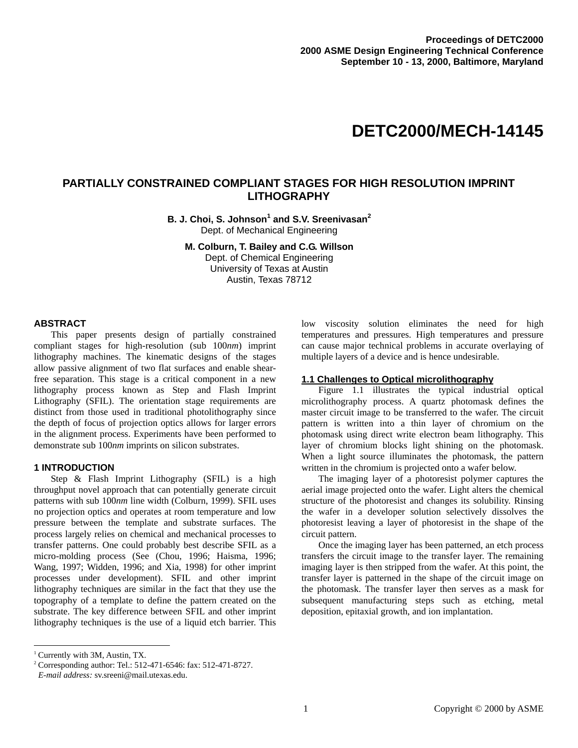Proceedings of DETC2000
2000 ASME Design Engineering Technical Conference
September 10 - 13, 2000, Baltimore, Maryland

# DETC2000/MECH-14145

# PARTIALLY CONSTRAINED COMPLIANT STAGES FOR HIGH RESOLUTION IMPRINT LITHOGRAPHY

**B. J. Choi, S. Johnson[1] and S.V. Sreenivasan[2]**
Dept. of Mechanical Engineering

**M. Colburn, T. Bailey and C.G. Willson**
Dept. of Chemical Engineering
University of Texas at Austin
Austin, Texas 78712

## ABSTRACT

This paper presents design of partially constrained compliant stages for high-resolution (sub 100*nm*) imprint lithography machines. The kinematic designs of the stages allow passive alignment of two flat surfaces and enable shear-free separation. This stage is a critical component in a new lithography process known as Step and Flash Imprint Lithography (SFIL). The orientation stage requirements are distinct from those used in traditional photolithography since the depth of focus of projection optics allows for larger errors in the alignment process. Experiments have been performed to demonstrate sub 100*nm* imprints on silicon substrates.

## 1 INTRODUCTION

Step & Flash Imprint Lithography (SFIL) is a high throughput novel approach that can potentially generate circuit patterns with sub 100*nm* line width (Colburn, 1999). SFIL uses no projection optics and operates at room temperature and low pressure between the template and substrate surfaces. The process largely relies on chemical and mechanical processes to transfer patterns. One could probably best describe SFIL as a micro-molding process (See (Chou, 1996; Haisma, 1996; Wang, 1997; Widden, 1996; and Xia, 1998) for other imprint processes under development). SFIL and other imprint lithography techniques are similar in the fact that they use the topography of a template to define the pattern created on the substrate. The key difference between SFIL and other imprint lithography techniques is the use of a liquid etch barrier. This low viscosity solution eliminates the need for high temperatures and pressures. High temperatures and pressure can cause major technical problems in accurate overlaying of multiple layers of a device and is hence undesirable.

### 1.1 Challenges to Optical microlithography

Figure 1.1 illustrates the typical industrial optical microlithography process. A quartz photomask defines the master circuit image to be transferred to the wafer. The circuit pattern is written into a thin layer of chromium on the photomask using direct write electron beam lithography. This layer of chromium blocks light shining on the photomask. When a light source illuminates the photomask, the pattern written in the chromium is projected onto a wafer below.

The imaging layer of a photoresist polymer captures the aerial image projected onto the wafer. Light alters the chemical structure of the photoresist and changes its solubility. Rinsing the wafer in a developer solution selectively dissolves the photoresist leaving a layer of photoresist in the shape of the circuit pattern.

Once the imaging layer has been patterned, an etch process transfers the circuit image to the transfer layer. The remaining imaging layer is then stripped from the wafer. At this point, the transfer layer is patterned in the shape of the circuit image on the photomask. The transfer layer then serves as a mask for subsequent manufacturing steps such as etching, metal deposition, epitaxial growth, and ion implantation.

---

[1] Currently with 3M, Austin, TX.
[2] Corresponding author: Tel.: 512-471-6546: fax: 512-471-8727.
*E-mail address:* sv.sreeni@mail.utexas.edu.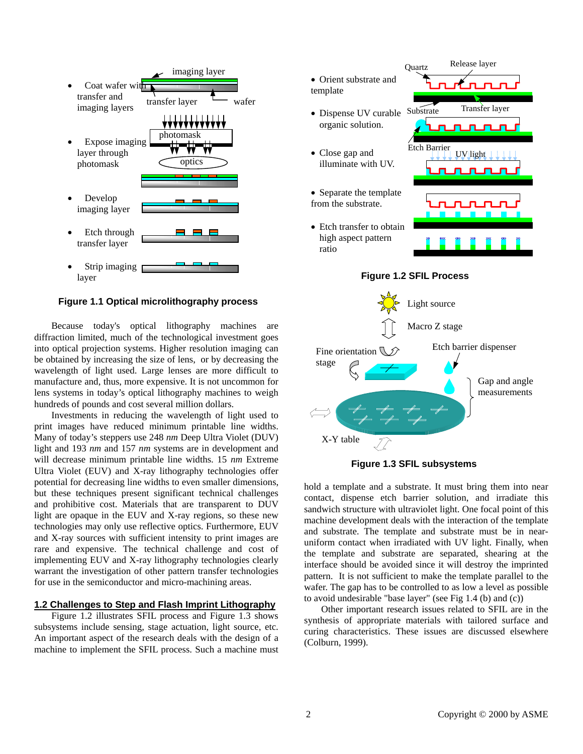- Coat wafer with transfer and imaging layers
- Expose imaging layer through photomask
- Develop imaging layer
- Etch through transfer layer
- Strip imaging layer

**Figure 1.1 Optical microlithography process**

- Orient substrate and template
- Dispense UV curable organic solution.
- Close gap and illuminate with UV.
- Separate the template from the substrate.
- Etch transfer to obtain high aspect pattern ratio

**Figure 1.2 SFIL Process**

**Figure 1.3 SFIL subsystems**

Because today's optical lithography machines are diffraction limited, much of the technological investment goes into optical projection systems. Higher resolution imaging can be obtained by increasing the size of lens, or by decreasing the wavelength of light used. Large lenses are more difficult to manufacture and, thus, more expensive. It is not uncommon for lens systems in today's optical lithography machines to weigh hundreds of pounds and cost several million dollars.

Investments in reducing the wavelength of light used to print images have reduced minimum printable line widths. Many of today's steppers use 248 *nm* Deep Ultra Violet (DUV) light and 193 *nm* and 157 *nm* systems are in development and will decrease minimum printable line widths. 15 *nm* Extreme Ultra Violet (EUV) and X-ray lithography technologies offer potential for decreasing line widths to even smaller dimensions, but these techniques present significant technical challenges and prohibitive cost. Materials that are transparent to DUV light are opaque in the EUV and X-ray regions, so these new technologies may only use reflective optics. Furthermore, EUV and X-ray sources with sufficient intensity to print images are rare and expensive. The technical challenge and cost of implementing EUV and X-ray lithography technologies clearly warrant the investigation of other pattern transfer technologies for use in the semiconductor and micro-machining areas.

## 1.2 Challenges to Step and Flash Imprint Lithography

Figure 1.2 illustrates SFIL process and Figure 1.3 shows subsystems include sensing, stage actuation, light source, etc. An important aspect of the research deals with the design of a machine to implement the SFIL process. Such a machine must hold a template and a substrate. It must bring them into near contact, dispense etch barrier solution, and irradiate this sandwich structure with ultraviolet light. One focal point of this machine development deals with the interaction of the template and substrate. The template and substrate must be in near-uniform contact when irradiated with UV light. Finally, when the template and substrate are separated, shearing at the interface should be avoided since it will destroy the imprinted pattern. It is not sufficient to make the template parallel to the wafer. The gap has to be controlled to as low a level as possible to avoid undesirable "base layer" (see Fig 1.4 (b) and (c))

Other important research issues related to SFIL are in the synthesis of appropriate materials with tailored surface and curing characteristics. These issues are discussed elsewhere (Colburn, 1999).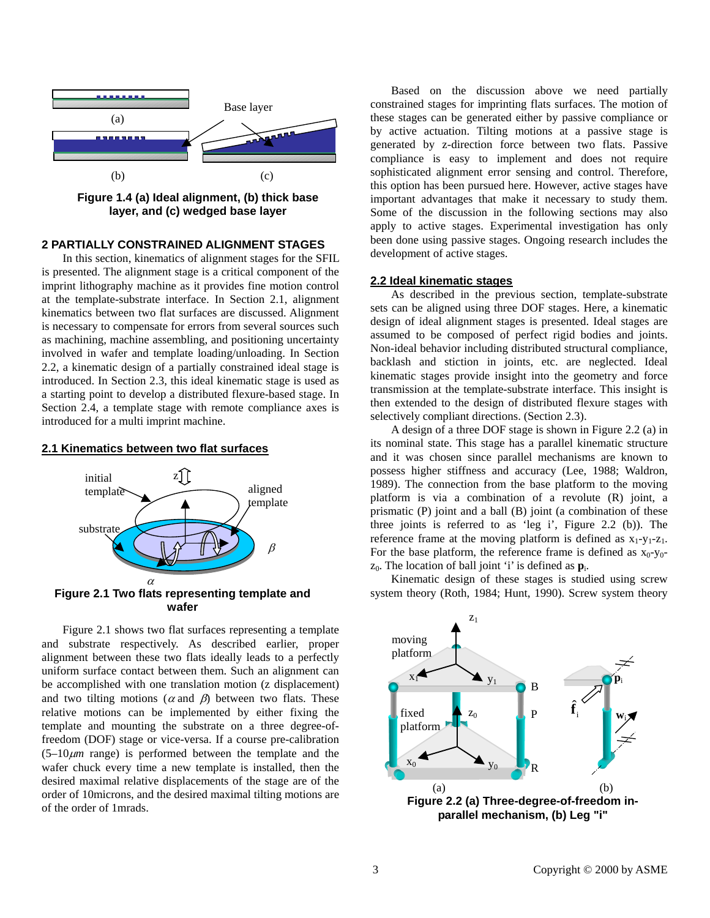Figure 1.4 (a) Ideal alignment, (b) thick base layer, and (c) wedged base layer

## 2 PARTIALLY CONSTRAINED ALIGNMENT STAGES

In this section, kinematics of alignment stages for the SFIL is presented. The alignment stage is a critical component of the imprint lithography machine as it provides fine motion control at the template-substrate interface. In Section 2.1, alignment kinematics between two flat surfaces are discussed. Alignment is necessary to compensate for errors from several sources such as machining, machine assembling, and positioning uncertainty involved in wafer and template loading/unloading. In Section 2.2, a kinematic design of a partially constrained ideal stage is introduced. In Section 2.3, this ideal kinematic stage is used as a starting point to develop a distributed flexure-based stage. In Section 2.4, a template stage with remote compliance axes is introduced for a multi imprint machine.

### 2.1 Kinematics between two flat surfaces

Figure 2.1 Two flats representing template and wafer

Figure 2.1 shows two flat surfaces representing a template and substrate respectively. As described earlier, proper alignment between these two flats ideally leads to a perfectly uniform surface contact between them. Such an alignment can be accomplished with one translation motion (z displacement) and two tilting motions ($\alpha$ and $\beta$) between two flats. These relative motions can be implemented by either fixing the template and mounting the substrate on a three degree-of-freedom (DOF) stage or vice-versa. If a course pre-calibration (5–10$\mu m$ range) is performed between the template and the wafer chuck every time a new template is installed, then the desired maximal relative displacements of the stage are of the order of 10microns, and the desired maximal tilting motions are of the order of 1mrads.

Based on the discussion above we need partially constrained stages for imprinting flats surfaces. The motion of these stages can be generated either by passive compliance or by active actuation. Tilting motions at a passive stage is generated by z-direction force between two flats. Passive compliance is easy to implement and does not require sophisticated alignment error sensing and control. Therefore, this option has been pursued here. However, active stages have important advantages that make it necessary to study them. Some of the discussion in the following sections may also apply to active stages. Experimental investigation has only been done using passive stages. Ongoing research includes the development of active stages.

### 2.2 Ideal kinematic stages

As described in the previous section, template-substrate sets can be aligned using three DOF stages. Here, a kinematic design of ideal alignment stages is presented. Ideal stages are assumed to be composed of perfect rigid bodies and joints. Non-ideal behavior including distributed structural compliance, backlash and stiction in joints, etc. are neglected. Ideal kinematic stages provide insight into the geometry and force transmission at the template-substrate interface. This insight is then extended to the design of distributed flexure stages with selectively compliant directions. (Section 2.3).

A design of a three DOF stage is shown in Figure 2.2 (a) in its nominal state. This stage has a parallel kinematic structure and it was chosen since parallel mechanisms are known to possess higher stiffness and accuracy (Lee, 1988; Waldron, 1989). The connection from the base platform to the moving platform is via a combination of a revolute (R) joint, a prismatic (P) joint and a ball (B) joint (a combination of these three joints is referred to as 'leg i', Figure 2.2 (b)). The reference frame at the moving platform is defined as $x_1$-$y_1$-$z_1$. For the base platform, the reference frame is defined as $x_0$-$y_0$-$z_0$. The location of ball joint 'i' is defined as $\mathbf{p}_i$.

Kinematic design of these stages is studied using screw system theory (Roth, 1984; Hunt, 1990). Screw system theory

Figure 2.2 (a) Three-degree-of-freedom in-parallel mechanism, (b) Leg "i"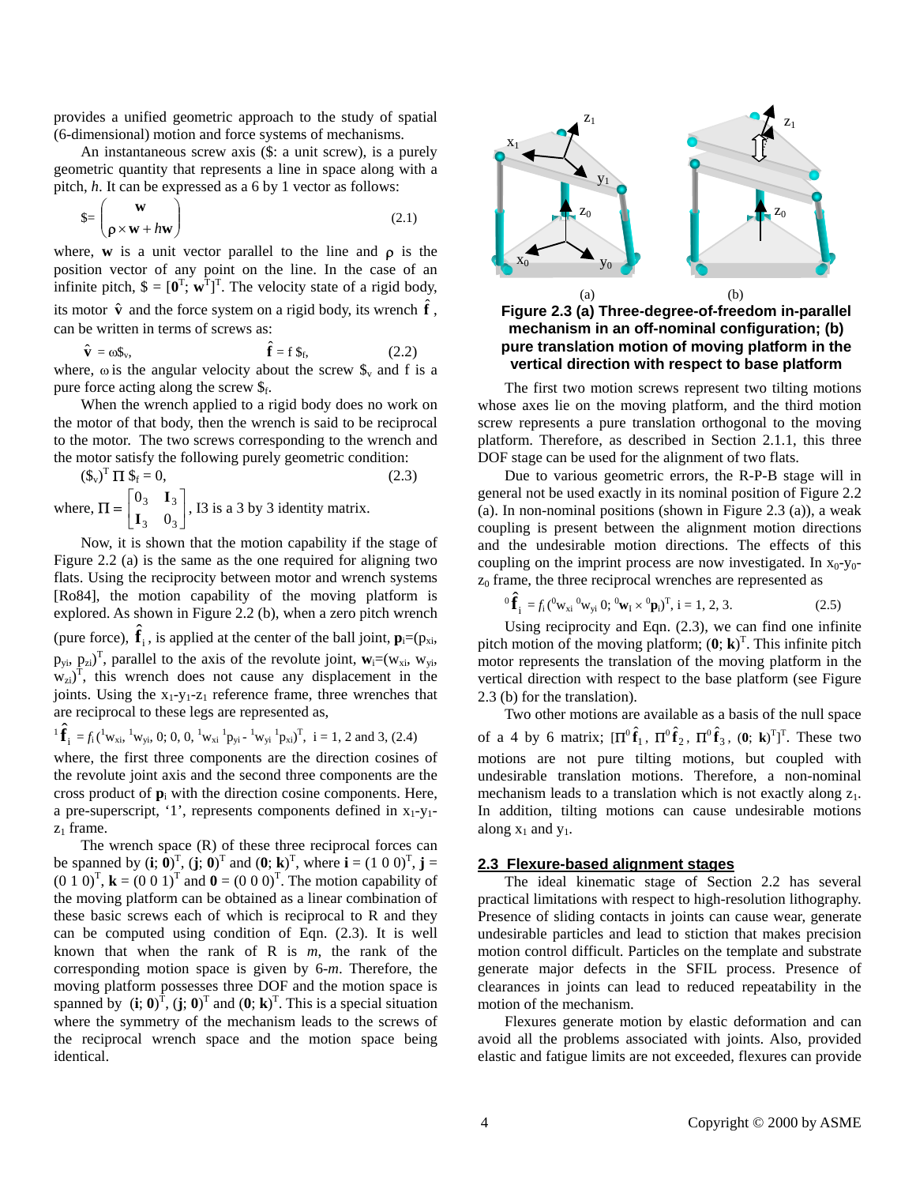provides a unified geometric approach to the study of spatial (6-dimensional) motion and force systems of mechanisms.

An instantaneous screw axis ($: a unit screw), is a purely geometric quantity that represents a line in space along with a pitch, $h$. It can be expressed as a 6 by 1 vector as follows:

$$\$ = \begin{pmatrix} \mathbf{w} \\ \boldsymbol{\rho} \times \mathbf{w} + h\mathbf{w} \end{pmatrix} \tag{2.1}$$

where, $\mathbf{w}$ is a unit vector parallel to the line and $\rho$ is the position vector of any point on the line. In the case of an infinite pitch, $\$ = [\mathbf{0}^T; \mathbf{w}^T]^T$. The velocity state of a rigid body, its motor $\hat{\mathbf{v}}$ and the force system on a rigid body, its wrench $\hat{\mathbf{f}}$, can be written in terms of screws as:

$$\hat{\mathbf{v}} = \omega \$_v, \qquad \hat{\mathbf{f}} = f\, \$_f, \tag{2.2}$$

where, $\omega$ is the angular velocity about the screw $\$_v$ and f is a pure force acting along the screw $\$_f$.

When the wrench applied to a rigid body does no work on the motor of that body, then the wrench is said to be reciprocal to the motor. The two screws corresponding to the wrench and the motor satisfy the following purely geometric condition:

$$(\$_v)^T\, \Pi\, \$_f = 0, \tag{2.3}$$

where, $\Pi = \begin{bmatrix} 0_3 & \mathbf{I}_3 \\ \mathbf{I}_3 & 0_3 \end{bmatrix}$, I3 is a 3 by 3 identity matrix.

Now, it is shown that the motion capability if the stage of Figure 2.2 (a) is the same as the one required for aligning two flats. Using the reciprocity between motor and wrench systems [Ro84], the motion capability of the moving platform is explored. As shown in Figure 2.2 (b), when a zero pitch wrench (pure force), $\hat{\mathbf{f}}_i$, is applied at the center of the ball joint, $\mathbf{p}_i=(p_{xi}, p_{yi}, p_{zi})^T$, parallel to the axis of the revolute joint, $\mathbf{w}_i=(w_{xi}, w_{yi}, w_{zi})^T$, this wrench does not cause any displacement in the joints. Using the $x_1$-$y_1$-$z_1$ reference frame, three wrenches that are reciprocal to these legs are represented as,

$$^1\hat{\mathbf{f}}_i = f_i\,({}^1w_{xi}, {}^1w_{yi}, 0; 0, 0, {}^1w_{xi}\,{}^1p_{yi} - {}^1w_{yi}\,{}^1p_{xi})^T, \quad i = 1, 2 \text{ and } 3, \tag{2.4}$$

where, the first three components are the direction cosines of the revolute joint axis and the second three components are the cross product of $\mathbf{p}_i$ with the direction cosine components. Here, a pre-superscript, '1', represents components defined in $x_1$-$y_1$-$z_1$ frame.

The wrench space (R) of these three reciprocal forces can be spanned by $(\mathbf{i}; \mathbf{0})^T$, $(\mathbf{j}; \mathbf{0})^T$ and $(\mathbf{0}; \mathbf{k})^T$, where $\mathbf{i} = (1\ 0\ 0)^T$, $\mathbf{j} = (0\ 1\ 0)^T$, $\mathbf{k} = (0\ 0\ 1)^T$ and $\mathbf{0} = (0\ 0\ 0)^T$. The motion capability of the moving platform can be obtained as a linear combination of these basic screws each of which is reciprocal to R and they can be computed using condition of Eqn. (2.3). It is well known that when the rank of R is $m$, the rank of the corresponding motion space is given by 6-$m$. Therefore, the moving platform possesses three DOF and the motion space is spanned by $(\mathbf{i}; \mathbf{0})^T$, $(\mathbf{j}; \mathbf{0})^T$ and $(\mathbf{0}; \mathbf{k})^T$. This is a special situation where the symmetry of the mechanism leads to the screws of the reciprocal wrench space and the motion space being identical.

**Figure 2.3 (a) Three-degree-of-freedom in-parallel mechanism in an off-nominal configuration; (b) pure translation motion of moving platform in the vertical direction with respect to base platform**

The first two motion screws represent two tilting motions whose axes lie on the moving platform, and the third motion screw represents a pure translation orthogonal to the moving platform. Therefore, as described in Section 2.1.1, this three DOF stage can be used for the alignment of two flats.

Due to various geometric errors, the R-P-B stage will in general not be used exactly in its nominal position of Figure 2.2 (a). In non-nominal positions (shown in Figure 2.3 (a)), a weak coupling is present between the alignment motion directions and the undesirable motion directions. The effects of this coupling on the imprint process are now investigated. In $x_0$-$y_0$-$z_0$ frame, the three reciprocal wrenches are represented as

$$^0\hat{\mathbf{f}}_i = f_i\,({}^0w_{xi}\ {}^0w_{yi}\ 0;\ {}^0\mathbf{w}_i \times {}^0\mathbf{p}_i)^T, \quad i = 1, 2, 3. \tag{2.5}$$

Using reciprocity and Eqn. (2.3), we can find one infinite pitch motion of the moving platform; $(\mathbf{0}; \mathbf{k})^T$. This infinite pitch motor represents the translation of the moving platform in the vertical direction with respect to the base platform (see Figure 2.3 (b) for the translation).

Two other motions are available as a basis of the null space of a 4 by 6 matrix; $[\Pi^0\hat{\mathbf{f}}_1, \Pi^0\hat{\mathbf{f}}_2, \Pi^0\hat{\mathbf{f}}_3, (\mathbf{0}; \mathbf{k})^T]^T$. These two motions are not pure tilting motions, but coupled with undesirable translation motions. Therefore, a non-nominal mechanism leads to a translation which is not exactly along $z_1$. In addition, tilting motions can cause undesirable motions along $x_1$ and $y_1$.

## 2.3 Flexure-based alignment stages

The ideal kinematic stage of Section 2.2 has several practical limitations with respect to high-resolution lithography. Presence of sliding contacts in joints can cause wear, generate undesirable particles and lead to stiction that makes precision motion control difficult. Particles on the template and substrate generate major defects in the SFIL process. Presence of clearances in joints can lead to reduced repeatability in the motion of the mechanism.

Flexures generate motion by elastic deformation and can avoid all the problems associated with joints. Also, provided elastic and fatigue limits are not exceeded, flexures can provide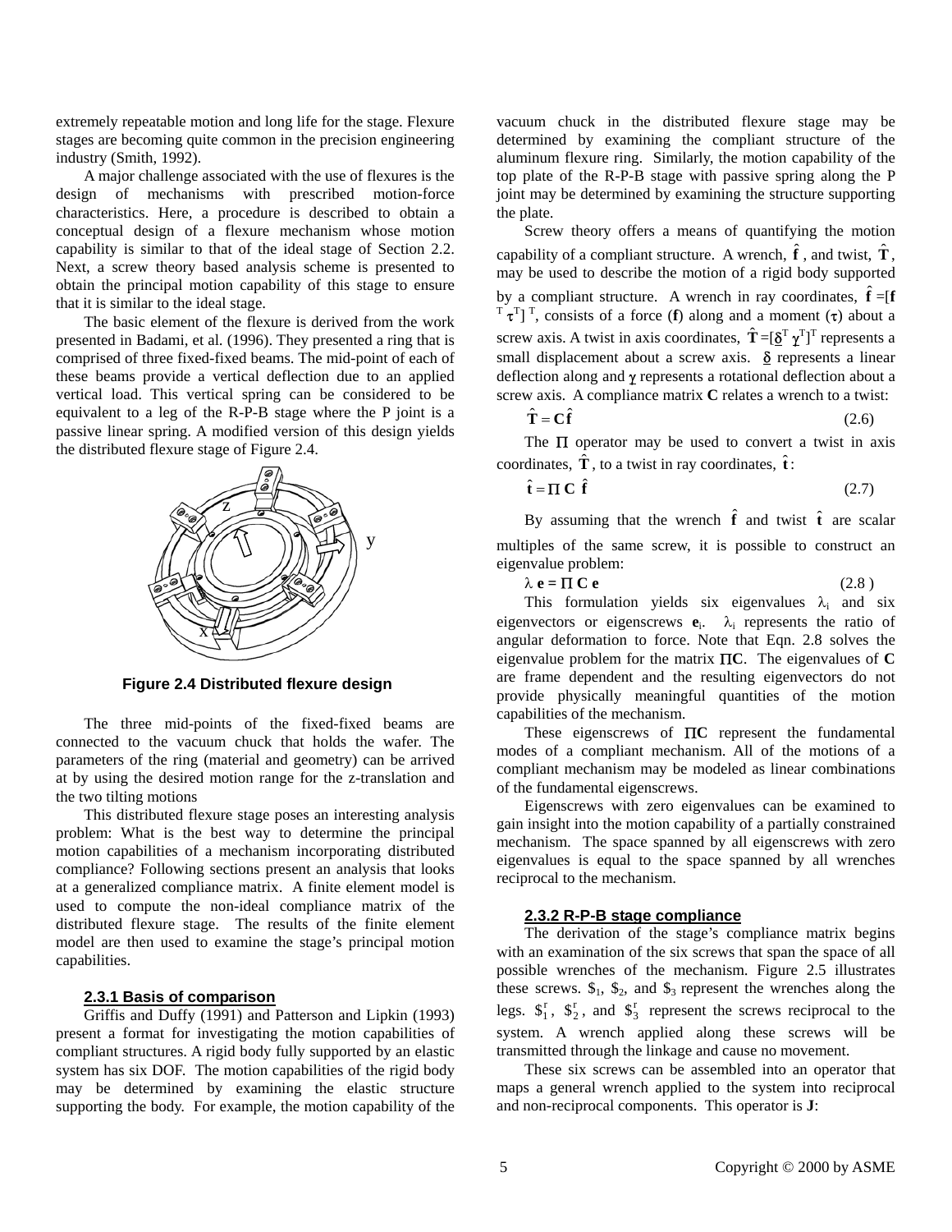extremely repeatable motion and long life for the stage. Flexure stages are becoming quite common in the precision engineering industry (Smith, 1992).

A major challenge associated with the use of flexures is the design of mechanisms with prescribed motion-force characteristics. Here, a procedure is described to obtain a conceptual design of a flexure mechanism whose motion capability is similar to that of the ideal stage of Section 2.2. Next, a screw theory based analysis scheme is presented to obtain the principal motion capability of this stage to ensure that it is similar to the ideal stage.

The basic element of the flexure is derived from the work presented in Badami, et al. (1996). They presented a ring that is comprised of three fixed-fixed beams. The mid-point of each of these beams provide a vertical deflection due to an applied vertical load. This vertical spring can be considered to be equivalent to a leg of the R-P-B stage where the P joint is a passive linear spring. A modified version of this design yields the distributed flexure stage of Figure 2.4.

**Figure 2.4 Distributed flexure design**

The three mid-points of the fixed-fixed beams are connected to the vacuum chuck that holds the wafer. The parameters of the ring (material and geometry) can be arrived at by using the desired motion range for the z-translation and the two tilting motions

This distributed flexure stage poses an interesting analysis problem: What is the best way to determine the principal motion capabilities of a mechanism incorporating distributed compliance? Following sections present an analysis that looks at a generalized compliance matrix. A finite element model is used to compute the non-ideal compliance matrix of the distributed flexure stage. The results of the finite element model are then used to examine the stage's principal motion capabilities.

### 2.3.1 Basis of comparison

Griffis and Duffy (1991) and Patterson and Lipkin (1993) present a format for investigating the motion capabilities of compliant structures. A rigid body fully supported by an elastic system has six DOF. The motion capabilities of the rigid body may be determined by examining the elastic structure supporting the body. For example, the motion capability of the vacuum chuck in the distributed flexure stage may be determined by examining the compliant structure of the aluminum flexure ring. Similarly, the motion capability of the top plate of the R-P-B stage with passive spring along the P joint may be determined by examining the structure supporting the plate.

Screw theory offers a means of quantifying the motion capability of a compliant structure. A wrench, $\hat{\mathbf{f}}$, and twist, $\hat{\mathbf{T}}$, may be used to describe the motion of a rigid body supported by a compliant structure. A wrench in ray coordinates, $\hat{\mathbf{f}} = [\mathbf{f}^T \boldsymbol{\tau}^T]^T$, consists of a force ($\mathbf{f}$) along and a moment ($\boldsymbol{\tau}$) about a screw axis. A twist in axis coordinates, $\hat{\mathbf{T}} = [\underline{\boldsymbol{\delta}}^T \boldsymbol{\gamma}^T]^T$ represents a small displacement about a screw axis. $\underline{\boldsymbol{\delta}}$ represents a linear deflection along and $\boldsymbol{\gamma}$ represents a rotational deflection about a screw axis. A compliance matrix $\mathbf{C}$ relates a wrench to a twist:

$$\hat{\mathbf{T}} = \mathbf{C}\hat{\mathbf{f}} \tag{2.6}$$

The $\Pi$ operator may be used to convert a twist in axis coordinates, $\hat{\mathbf{T}}$, to a twist in ray coordinates, $\hat{\mathbf{t}}$:

$$\hat{\mathbf{t}} = \Pi\, \mathbf{C}\, \hat{\mathbf{f}} \tag{2.7}$$

By assuming that the wrench $\hat{\mathbf{f}}$ and twist $\hat{\mathbf{t}}$ are scalar multiples of the same screw, it is possible to construct an eigenvalue problem:

$$\lambda\, \mathbf{e} = \Pi\, \mathbf{C}\, \mathbf{e} \tag{2.8}$$

This formulation yields six eigenvalues $\lambda_i$ and six eigenvectors or eigenscrews $\mathbf{e}_i$. $\lambda_i$ represents the ratio of angular deformation to force. Note that Eqn. 2.8 solves the eigenvalue problem for the matrix $\Pi\mathbf{C}$. The eigenvalues of $\mathbf{C}$ are frame dependent and the resulting eigenvectors do not provide physically meaningful quantities of the motion capabilities of the mechanism.

These eigenscrews of $\Pi\mathbf{C}$ represent the fundamental modes of a compliant mechanism. All of the motions of a compliant mechanism may be modeled as linear combinations of the fundamental eigenscrews.

Eigenscrews with zero eigenvalues can be examined to gain insight into the motion capability of a partially constrained mechanism. The space spanned by all eigenscrews with zero eigenvalues is equal to the space spanned by all wrenches reciprocal to the mechanism.

### 2.3.2 R-P-B stage compliance

The derivation of the stage's compliance matrix begins with an examination of the six screws that span the space of all possible wrenches of the mechanism. Figure 2.5 illustrates these screws. $\$_1$, $\$_2$, and $\$_3$ represent the wrenches along the legs. $\$_1^r$, $\$_2^r$, and $\$_3^r$ represent the screws reciprocal to the system. A wrench applied along these screws will be transmitted through the linkage and cause no movement.

These six screws can be assembled into an operator that maps a general wrench applied to the system into reciprocal and non-reciprocal components. This operator is $\mathbf{J}$: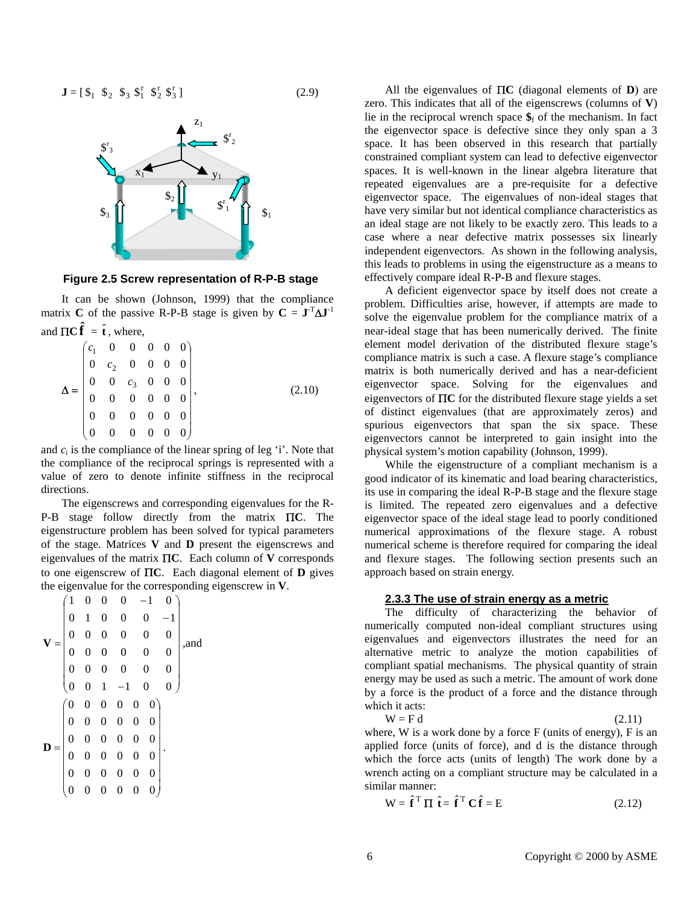$$\mathbf{J} = [\,\$_1 \;\; \$_2 \;\; \$_3 \;\; \$_1^r \;\; \$_2^r \;\; \$_3^r\,] \tag{2.9}$$

**Figure 2.5 Screw representation of R-P-B stage**

It can be shown (Johnson, 1999) that the compliance matrix $\mathbf{C}$ of the passive R-P-B stage is given by $\mathbf{C} = \mathbf{J}^{-T}\Delta\mathbf{J}^{-1}$ and $\Pi\mathbf{C}\,\hat{\mathbf{f}} = \hat{\mathbf{t}}$, where,

$$\Delta = \begin{pmatrix} c_1 & 0 & 0 & 0 & 0 & 0 \\ 0 & c_2 & 0 & 0 & 0 & 0 \\ 0 & 0 & c_3 & 0 & 0 & 0 \\ 0 & 0 & 0 & 0 & 0 & 0 \\ 0 & 0 & 0 & 0 & 0 & 0 \\ 0 & 0 & 0 & 0 & 0 & 0 \end{pmatrix}, \tag{2.10}$$

and $c_i$ is the compliance of the linear spring of leg 'i'. Note that the compliance of the reciprocal springs is represented with a value of zero to denote infinite stiffness in the reciprocal directions.

The eigenscrews and corresponding eigenvalues for the R-P-B stage follow directly from the matrix $\Pi\mathbf{C}$. The eigenstructure problem has been solved for typical parameters of the stage. Matrices $\mathbf{V}$ and $\mathbf{D}$ present the eigenscrews and eigenvalues of the matrix $\Pi\mathbf{C}$. Each column of $\mathbf{V}$ corresponds to one eigenscrew of $\Pi\mathbf{C}$. Each diagonal element of $\mathbf{D}$ gives the eigenvalue for the corresponding eigenscrew in $\mathbf{V}$.

$$\mathbf{V} = \begin{pmatrix} 1 & 0 & 0 & 0 & -1 & 0 \\ 0 & 1 & 0 & 0 & 0 & -1 \\ 0 & 0 & 0 & 0 & 0 & 0 \\ 0 & 0 & 0 & 0 & 0 & 0 \\ 0 & 0 & 0 & 0 & 0 & 0 \\ 0 & 0 & 1 & -1 & 0 & 0 \end{pmatrix}, \text{and}$$

$$\mathbf{D} = \begin{pmatrix} 0 & 0 & 0 & 0 & 0 & 0 \\ 0 & 0 & 0 & 0 & 0 & 0 \\ 0 & 0 & 0 & 0 & 0 & 0 \\ 0 & 0 & 0 & 0 & 0 & 0 \\ 0 & 0 & 0 & 0 & 0 & 0 \\ 0 & 0 & 0 & 0 & 0 & 0 \end{pmatrix}.$$

All the eigenvalues of $\Pi\mathbf{C}$ (diagonal elements of $\mathbf{D}$) are zero. This indicates that all of the eigenscrews (columns of $\mathbf{V}$) lie in the reciprocal wrench space $\$_f$ of the mechanism. In fact the eigenvector space is defective since they only span a 3 space. It has been observed in this research that partially constrained compliant system can lead to defective eigenvector spaces. It is well-known in the linear algebra literature that repeated eigenvalues are a pre-requisite for a defective eigenvector space. The eigenvalues of non-ideal stages that have very similar but not identical compliance characteristics as an ideal stage are not likely to be exactly zero. This leads to a case where a near defective matrix possesses six linearly independent eigenvectors. As shown in the following analysis, this leads to problems in using the eigenstructure as a means to effectively compare ideal R-P-B and flexure stages.

A deficient eigenvector space by itself does not create a problem. Difficulties arise, however, if attempts are made to solve the eigenvalue problem for the compliance matrix of a near-ideal stage that has been numerically derived. The finite element model derivation of the distributed flexure stage's compliance matrix is such a case. A flexure stage's compliance matrix is both numerically derived and has a near-deficient eigenvector space. Solving for the eigenvalues and eigenvectors of $\Pi\mathbf{C}$ for the distributed flexure stage yields a set of distinct eigenvalues (that are approximately zeros) and spurious eigenvectors that span the six space. These eigenvectors cannot be interpreted to gain insight into the physical system's motion capability (Johnson, 1999).

While the eigenstructure of a compliant mechanism is a good indicator of its kinematic and load bearing characteristics, its use in comparing the ideal R-P-B stage and the flexure stage is limited. The repeated zero eigenvalues and a defective eigenvector space of the ideal stage lead to poorly conditioned numerical approximations of the flexure stage. A robust numerical scheme is therefore required for comparing the ideal and flexure stages. The following section presents such an approach based on strain energy.

### 2.3.3 The use of strain energy as a metric

The difficulty of characterizing the behavior of numerically computed non-ideal compliant structures using eigenvalues and eigenvectors illustrates the need for an alternative metric to analyze the motion capabilities of compliant spatial mechanisms. The physical quantity of strain energy may be used as such a metric. The amount of work done by a force is the product of a force and the distance through which it acts:

$$W = F\,d \tag{2.11}$$

where, W is a work done by a force F (units of energy), F is an applied force (units of force), and d is the distance through which the force acts (units of length) The work done by a wrench acting on a compliant structure may be calculated in a similar manner:

$$W = \hat{\mathbf{f}}^T\,\Pi\,\hat{\mathbf{t}} = \hat{\mathbf{f}}^T\,\mathbf{C}\,\hat{\mathbf{f}} = E \tag{2.12}$$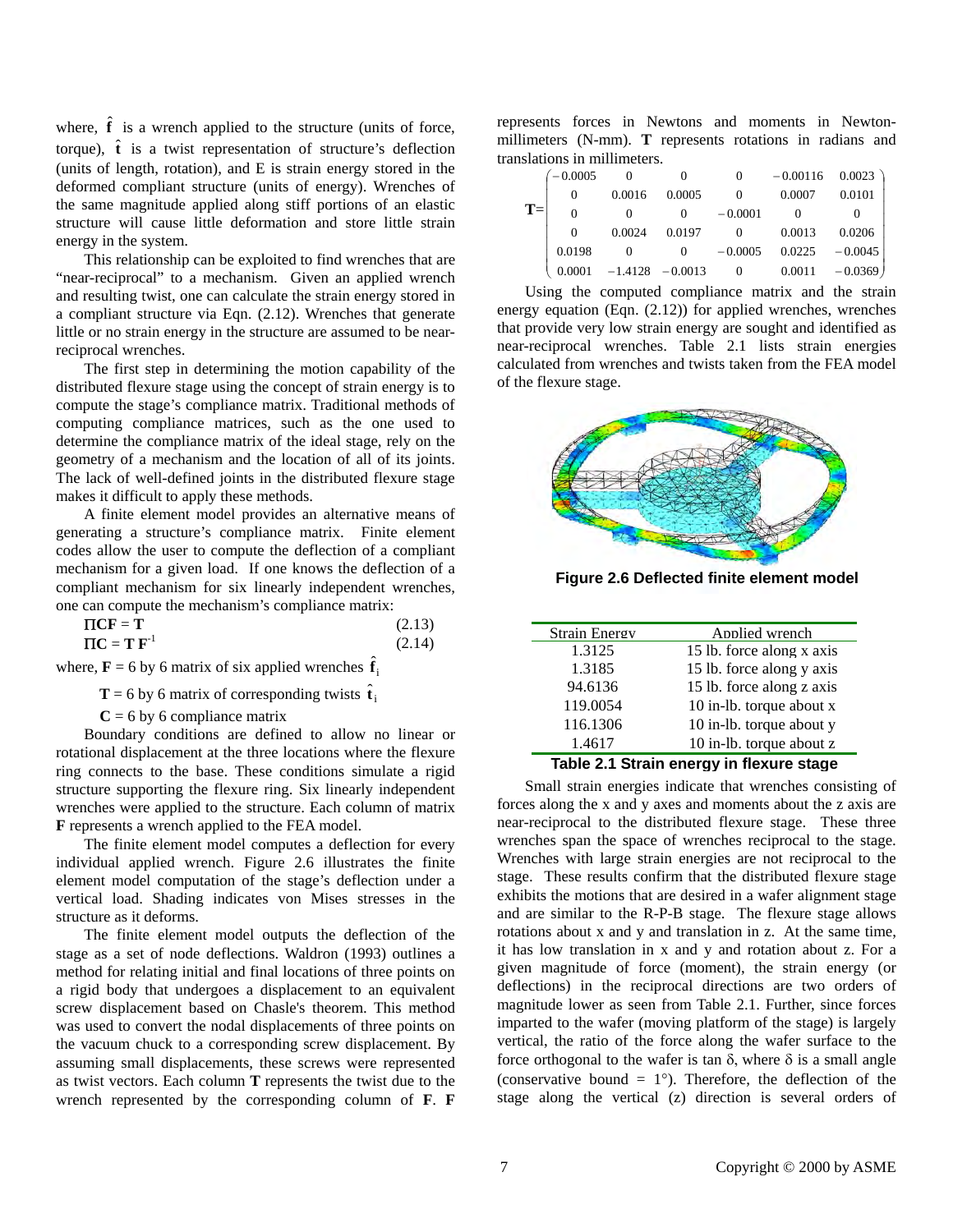where, $\hat{\mathbf{f}}$ is a wrench applied to the structure (units of force, torque), $\hat{\mathbf{t}}$ is a twist representation of structure's deflection (units of length, rotation), and E is strain energy stored in the deformed compliant structure (units of energy). Wrenches of the same magnitude applied along stiff portions of an elastic structure will cause little deformation and store little strain energy in the system.

This relationship can be exploited to find wrenches that are "near-reciprocal" to a mechanism. Given an applied wrench and resulting twist, one can calculate the strain energy stored in a compliant structure via Eqn. (2.12). Wrenches that generate little or no strain energy in the structure are assumed to be near-reciprocal wrenches.

The first step in determining the motion capability of the distributed flexure stage using the concept of strain energy is to compute the stage's compliance matrix. Traditional methods of computing compliance matrices, such as the one used to determine the compliance matrix of the ideal stage, rely on the geometry of a mechanism and the location of all of its joints. The lack of well-defined joints in the distributed flexure stage makes it difficult to apply these methods.

A finite element model provides an alternative means of generating a structure's compliance matrix. Finite element codes allow the user to compute the deflection of a compliant mechanism for a given load. If one knows the deflection of a compliant mechanism for six linearly independent wrenches, one can compute the mechanism's compliance matrix:

$$\Pi \mathbf{C}\mathbf{F} = \mathbf{T} \tag{2.13}$$

$$\Pi \mathbf{C} = \mathbf{T}\,\mathbf{F}^{-1} \tag{2.14}$$

where, $\mathbf{F}$ = 6 by 6 matrix of six applied wrenches $\hat{\mathbf{f}}_i$

$\mathbf{T}$ = 6 by 6 matrix of corresponding twists $\hat{\mathbf{t}}_i$

$\mathbf{C}$ = 6 by 6 compliance matrix

Boundary conditions are defined to allow no linear or rotational displacement at the three locations where the flexure ring connects to the base. These conditions simulate a rigid structure supporting the flexure ring. Six linearly independent wrenches were applied to the structure. Each column of matrix $\mathbf{F}$ represents a wrench applied to the FEA model.

The finite element model computes a deflection for every individual applied wrench. Figure 2.6 illustrates the finite element model computation of the stage's deflection under a vertical load. Shading indicates von Mises stresses in the structure as it deforms.

The finite element model outputs the deflection of the stage as a set of node deflections. Waldron (1993) outlines a method for relating initial and final locations of three points on a rigid body that undergoes a displacement to an equivalent screw displacement based on Chasle's theorem. This method was used to convert the nodal displacements of three points on the vacuum chuck to a corresponding screw displacement. By assuming small displacements, these screws were represented as twist vectors. Each column $\mathbf{T}$ represents the twist due to the wrench represented by the corresponding column of $\mathbf{F}$. $\mathbf{F}$ represents forces in Newtons and moments in Newton-millimeters (N-mm). $\mathbf{T}$ represents rotations in radians and translations in millimeters.

$$\mathbf{T}=\begin{pmatrix} -0.0005 & 0 & 0 & 0 & -0.00116 & 0.0023 \\ 0 & 0.0016 & 0.0005 & 0 & 0.0007 & 0.0101 \\ 0 & 0 & 0 & -0.0001 & 0 & 0 \\ 0 & 0.0024 & 0.0197 & 0 & 0.0013 & 0.0206 \\ 0.0198 & 0 & 0 & -0.0005 & 0.0225 & -0.0045 \\ 0.0001 & -1.4128 & -0.0013 & 0 & 0.0011 & -0.0369 \end{pmatrix}$$

Using the computed compliance matrix and the strain energy equation (Eqn. (2.12)) for applied wrenches, wrenches that provide very low strain energy are sought and identified as near-reciprocal wrenches. Table 2.1 lists strain energies calculated from wrenches and twists taken from the FEA model of the flexure stage.

**Figure 2.6 Deflected finite element model**

| Strain Energy | Applied wrench |
|---|---|
| 1.3125 | 15 lb. force along x axis |
| 1.3185 | 15 lb. force along y axis |
| 94.6136 | 15 lb. force along z axis |
| 119.0054 | 10 in-lb. torque about x |
| 116.1306 | 10 in-lb. torque about y |
| 1.4617 | 10 in-lb. torque about z |

**Table 2.1 Strain energy in flexure stage**

Small strain energies indicate that wrenches consisting of forces along the x and y axes and moments about the z axis are near-reciprocal to the distributed flexure stage. These three wrenches span the space of wrenches reciprocal to the stage. Wrenches with large strain energies are not reciprocal to the stage. These results confirm that the distributed flexure stage exhibits the motions that are desired in a wafer alignment stage and are similar to the R-P-B stage. The flexure stage allows rotations about x and y and translation in z. At the same time, it has low translation in x and y and rotation about z. For a given magnitude of force (moment), the strain energy (or deflections) in the reciprocal directions are two orders of magnitude lower as seen from Table 2.1. Further, since forces imparted to the wafer (moving platform of the stage) is largely vertical, the ratio of the force along the wafer surface to the force orthogonal to the wafer is tan $\delta$, where $\delta$ is a small angle (conservative bound = 1°). Therefore, the deflection of the stage along the vertical (z) direction is several orders of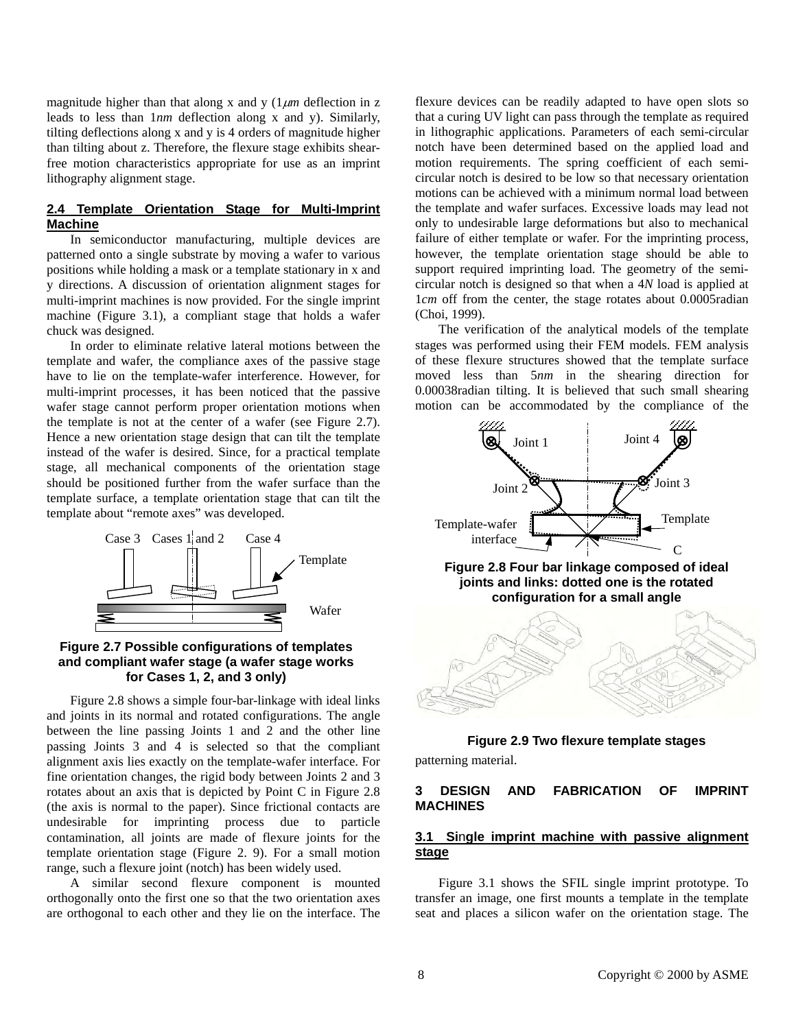magnitude higher than that along x and y ($1\mu m$ deflection in z leads to less than $1nm$ deflection along x and y). Similarly, tilting deflections along x and y is 4 orders of magnitude higher than tilting about z. Therefore, the flexure stage exhibits shear-free motion characteristics appropriate for use as an imprint lithography alignment stage.

### 2.4 Template Orientation Stage for Multi-Imprint Machine

In semiconductor manufacturing, multiple devices are patterned onto a single substrate by moving a wafer to various positions while holding a mask or a template stationary in x and y directions. A discussion of orientation alignment stages for multi-imprint machines is now provided. For the single imprint machine (Figure 3.1), a compliant stage that holds a wafer chuck was designed.

In order to eliminate relative lateral motions between the template and wafer, the compliance axes of the passive stage have to lie on the template-wafer interference. However, for multi-imprint processes, it has been noticed that the passive wafer stage cannot perform proper orientation motions when the template is not at the center of a wafer (see Figure 2.7). Hence a new orientation stage design that can tilt the template instead of the wafer is desired. Since, for a practical template stage, all mechanical components of the orientation stage should be positioned further from the wafer surface than the template surface, a template orientation stage that can tilt the template about "remote axes" was developed.

**Figure 2.7 Possible configurations of templates and compliant wafer stage (a wafer stage works for Cases 1, 2, and 3 only)**

Figure 2.8 shows a simple four-bar-linkage with ideal links and joints in its normal and rotated configurations. The angle between the line passing Joints 1 and 2 and the other line passing Joints 3 and 4 is selected so that the compliant alignment axis lies exactly on the template-wafer interface. For fine orientation changes, the rigid body between Joints 2 and 3 rotates about an axis that is depicted by Point C in Figure 2.8 (the axis is normal to the paper). Since frictional contacts are undesirable for imprinting process due to particle contamination, all joints are made of flexure joints for the template orientation stage (Figure 2. 9). For a small motion range, such a flexure joint (notch) has been widely used.

A similar second flexure component is mounted orthogonally onto the first one so that the two orientation axes are orthogonal to each other and they lie on the interface. The flexure devices can be readily adapted to have open slots so that a curing UV light can pass through the template as required in lithographic applications. Parameters of each semi-circular notch have been determined based on the applied load and motion requirements. The spring coefficient of each semi-circular notch is desired to be low so that necessary orientation motions can be achieved with a minimum normal load between the template and wafer surfaces. Excessive loads may lead not only to undesirable large deformations but also to mechanical failure of either template or wafer. For the imprinting process, however, the template orientation stage should be able to support required imprinting load. The geometry of the semi-circular notch is designed so that when a $4N$ load is applied at $1cm$ off from the center, the stage rotates about 0.0005radian (Choi, 1999).

The verification of the analytical models of the template stages was performed using their FEM models. FEM analysis of these flexure structures showed that the template surface moved less than $5nm$ in the shearing direction for 0.00038radian tilting. It is believed that such small shearing motion can be accommodated by the compliance of the patterning material.

**Figure 2.8 Four bar linkage composed of ideal joints and links: dotted one is the rotated configuration for a small angle**

**Figure 2.9 Two flexure template stages**

## 3 DESIGN AND FABRICATION OF IMPRINT MACHINES

### 3.1 Single imprint machine with passive alignment stage

Figure 3.1 shows the SFIL single imprint prototype. To transfer an image, one first mounts a template in the template seat and places a silicon wafer on the orientation stage. The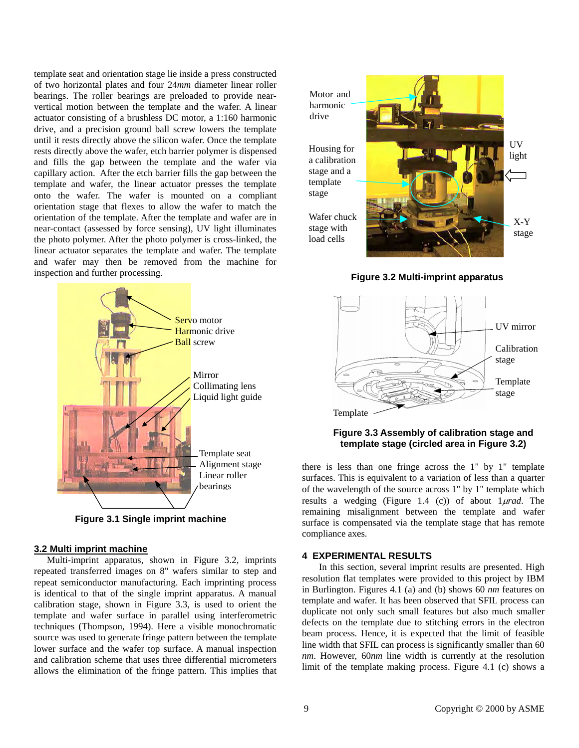template seat and orientation stage lie inside a press constructed of two horizontal plates and four 24*mm* diameter linear roller bearings. The roller bearings are preloaded to provide near-vertical motion between the template and the wafer. A linear actuator consisting of a brushless DC motor, a 1:160 harmonic drive, and a precision ground ball screw lowers the template until it rests directly above the silicon wafer. Once the template rests directly above the wafer, etch barrier polymer is dispensed and fills the gap between the template and the wafer via capillary action. After the etch barrier fills the gap between the template and wafer, the linear actuator presses the template onto the wafer. The wafer is mounted on a compliant orientation stage that flexes to allow the wafer to match the orientation of the template. After the template and wafer are in near-contact (assessed by force sensing), UV light illuminates the photo polymer. After the photo polymer is cross-linked, the linear actuator separates the template and wafer. The template and wafer may then be removed from the machine for inspection and further processing.

Servo motor
Harmonic drive
Ball screw
Mirror
Collimating lens
Liquid light guide
Template seat
Alignment stage
Linear roller bearings

**Figure 3.1 Single imprint machine**

## 3.2 Multi imprint machine

Multi-imprint apparatus, shown in Figure 3.2, imprints repeated transferred images on 8" wafers similar to step and repeat semiconductor manufacturing. Each imprinting process is identical to that of the single imprint apparatus. A manual calibration stage, shown in Figure 3.3, is used to orient the template and wafer surface in parallel using interferometric techniques (Thompson, 1994). Here a visible monochromatic source was used to generate fringe pattern between the template lower surface and the wafer top surface. A manual inspection and calibration scheme that uses three differential micrometers allows the elimination of the fringe pattern. This implies that

Motor and harmonic drive
Housing for a calibration stage and a template stage
Wafer chuck stage with load cells
UV light
X-Y stage

**Figure 3.2 Multi-imprint apparatus**

UV mirror
Calibration stage
Template stage
Template

**Figure 3.3 Assembly of calibration stage and template stage (circled area in Figure 3.2)**

there is less than one fringe across the 1" by 1" template surfaces. This is equivalent to a variation of less than a quarter of the wavelength of the source across 1" by 1" template which results a wedging (Figure 1.4 (c)) of about 1$\mu rad$. The remaining misalignment between the template and wafer surface is compensated via the template stage that has remote compliance axes.

## 4 EXPERIMENTAL RESULTS

In this section, several imprint results are presented. High resolution flat templates were provided to this project by IBM in Burlington. Figures 4.1 (a) and (b) shows 60 *nm* features on template and wafer. It has been observed that SFIL process can duplicate not only such small features but also much smaller defects on the template due to stitching errors in the electron beam process. Hence, it is expected that the limit of feasible line width that SFIL can process is significantly smaller than 60 *nm*. However, 60*nm* line width is currently at the resolution limit of the template making process. Figure 4.1 (c) shows a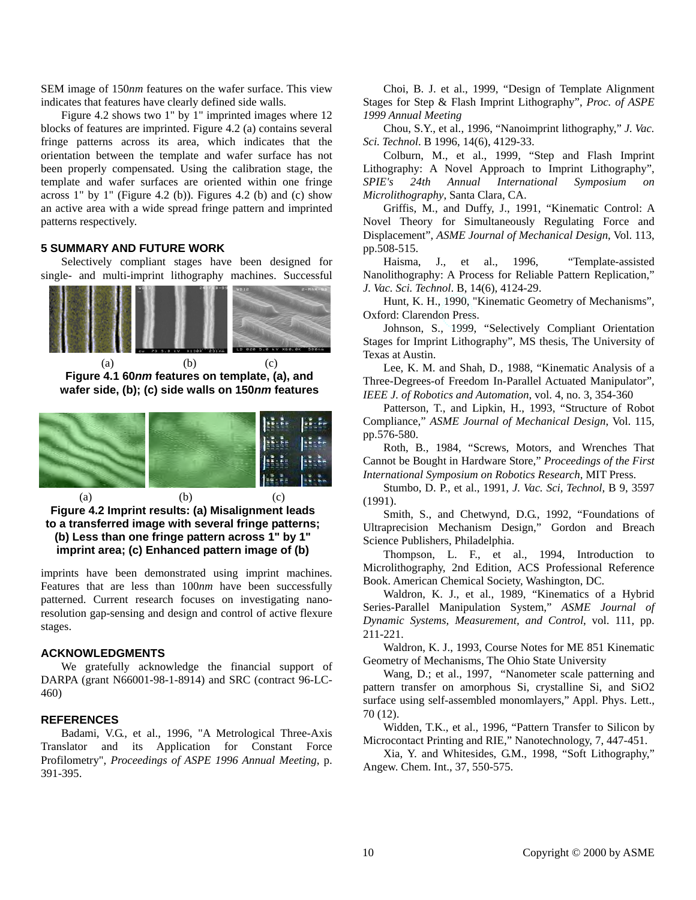SEM image of 150*nm* features on the wafer surface. This view indicates that features have clearly defined side walls.

Figure 4.2 shows two 1" by 1" imprinted images where 12 blocks of features are imprinted. Figure 4.2 (a) contains several fringe patterns across its area, which indicates that the orientation between the template and wafer surface has not been properly compensated. Using the calibration stage, the template and wafer surfaces are oriented within one fringe across 1" by 1" (Figure 4.2 (b)). Figures 4.2 (b) and (c) show an active area with a wide spread fringe pattern and imprinted patterns respectively.

## 5 SUMMARY AND FUTURE WORK

Selectively compliant stages have been designed for single- and multi-imprint lithography machines. Successful imprints have been demonstrated using imprint machines. Features that are less than 100*nm* have been successfully patterned. Current research focuses on investigating nano-resolution gap-sensing and design and control of active flexure stages.

(a) (b) (c)

**Figure 4.1 60*nm* features on template, (a), and wafer side, (b); (c) side walls on 150*nm* features**

(a) (b) (c)

**Figure 4.2 Imprint results: (a) Misalignment leads to a transferred image with several fringe patterns; (b) Less than one fringe pattern across 1" by 1" imprint area; (c) Enhanced pattern image of (b)**

## ACKNOWLEDGMENTS

We gratefully acknowledge the financial support of DARPA (grant N66001-98-1-8914) and SRC (contract 96-LC-460)

## REFERENCES

Badami, V.G., et al., 1996, "A Metrological Three-Axis Translator and its Application for Constant Force Profilometry", *Proceedings of ASPE 1996 Annual Meeting*, p. 391-395.

Choi, B. J. et al., 1999, "Design of Template Alignment Stages for Step & Flash Imprint Lithography", *Proc. of ASPE 1999 Annual Meeting*

Chou, S.Y., et al., 1996, "Nanoimprint lithography," *J. Vac. Sci. Technol*. B 1996, 14(6), 4129-33.

Colburn, M., et al., 1999, "Step and Flash Imprint Lithography: A Novel Approach to Imprint Lithography", *SPIE's 24th Annual International Symposium on Microlithography*, Santa Clara, CA.

Griffis, M., and Duffy, J., 1991, "Kinematic Control: A Novel Theory for Simultaneously Regulating Force and Displacement", *ASME Journal of Mechanical Design*, Vol. 113, pp.508-515.

Haisma, J., et al., 1996, "Template-assisted Nanolithography: A Process for Reliable Pattern Replication," *J. Vac. Sci. Technol*. B, 14(6), 4124-29.

Hunt, K. H., 1990, "Kinematic Geometry of Mechanisms", Oxford: Clarendon Press.

Johnson, S., 1999, "Selectively Compliant Orientation Stages for Imprint Lithography", MS thesis, The University of Texas at Austin.

Lee, K. M. and Shah, D., 1988, "Kinematic Analysis of a Three-Degrees-of Freedom In-Parallel Actuated Manipulator", *IEEE J. of Robotics and Automation*, vol. 4, no. 3, 354-360

Patterson, T., and Lipkin, H., 1993, "Structure of Robot Compliance," *ASME Journal of Mechanical Design*, Vol. 115, pp.576-580.

Roth, B., 1984, "Screws, Motors, and Wrenches That Cannot be Bought in Hardware Store," *Proceedings of the First International Symposium on Robotics Research*, MIT Press.

Stumbo, D. P., et al., 1991, *J. Vac. Sci, Technol*, B 9, 3597 (1991).

Smith, S., and Chetwynd, D.G., 1992, "Foundations of Ultraprecision Mechanism Design," Gordon and Breach Science Publishers, Philadelphia.

Thompson, L. F., et al., 1994, Introduction to Microlithography, 2nd Edition, ACS Professional Reference Book. American Chemical Society, Washington, DC.

Waldron, K. J., et al., 1989, "Kinematics of a Hybrid Series-Parallel Manipulation System," *ASME Journal of Dynamic Systems, Measurement, and Control*, vol. 111, pp. 211-221.

Waldron, K. J., 1993, Course Notes for ME 851 Kinematic Geometry of Mechanisms, The Ohio State University

Wang, D.; et al., 1997, "Nanometer scale patterning and pattern transfer on amorphous Si, crystalline Si, and SiO2 surface using self-assembled monomlayers," Appl. Phys. Lett., 70 (12).

Widden, T.K., et al., 1996, "Pattern Transfer to Silicon by Microcontact Printing and RIE," Nanotechnology, 7, 447-451.

Xia, Y. and Whitesides, G.M., 1998, "Soft Lithography," Angew. Chem. Int., 37, 550-575.